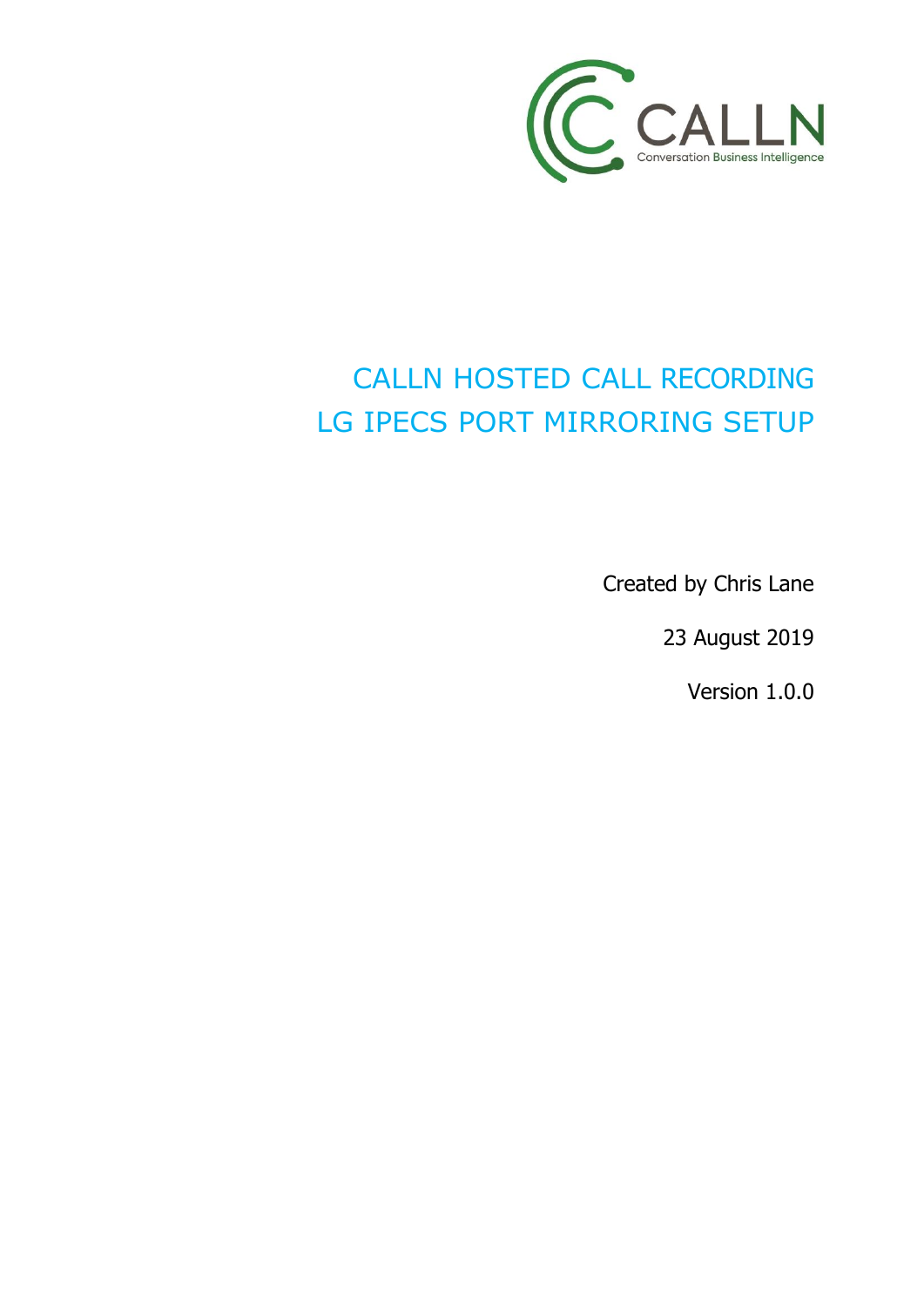CALLN

Conversation Business Intelligence

# CALLN HOSTED CALL RECORDING
# LG IPECS PORT MIRRORING SETUP

Created by Chris Lane

23 August 2019

Version 1.0.0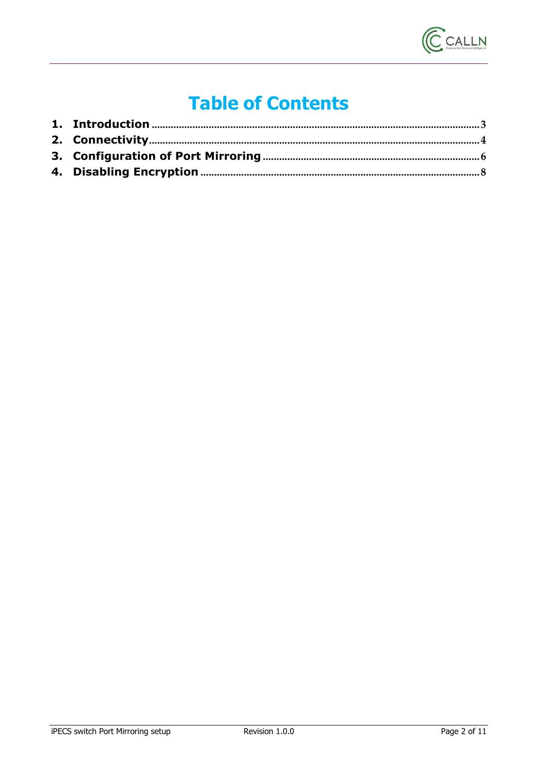# Table of Contents

1. **Introduction** .......................................................................................... 3
2. **Connectivity** .......................................................................................... 4
3. **Configuration of Port Mirroring** .......................................................... 6
4. **Disabling Encryption** ............................................................................ 8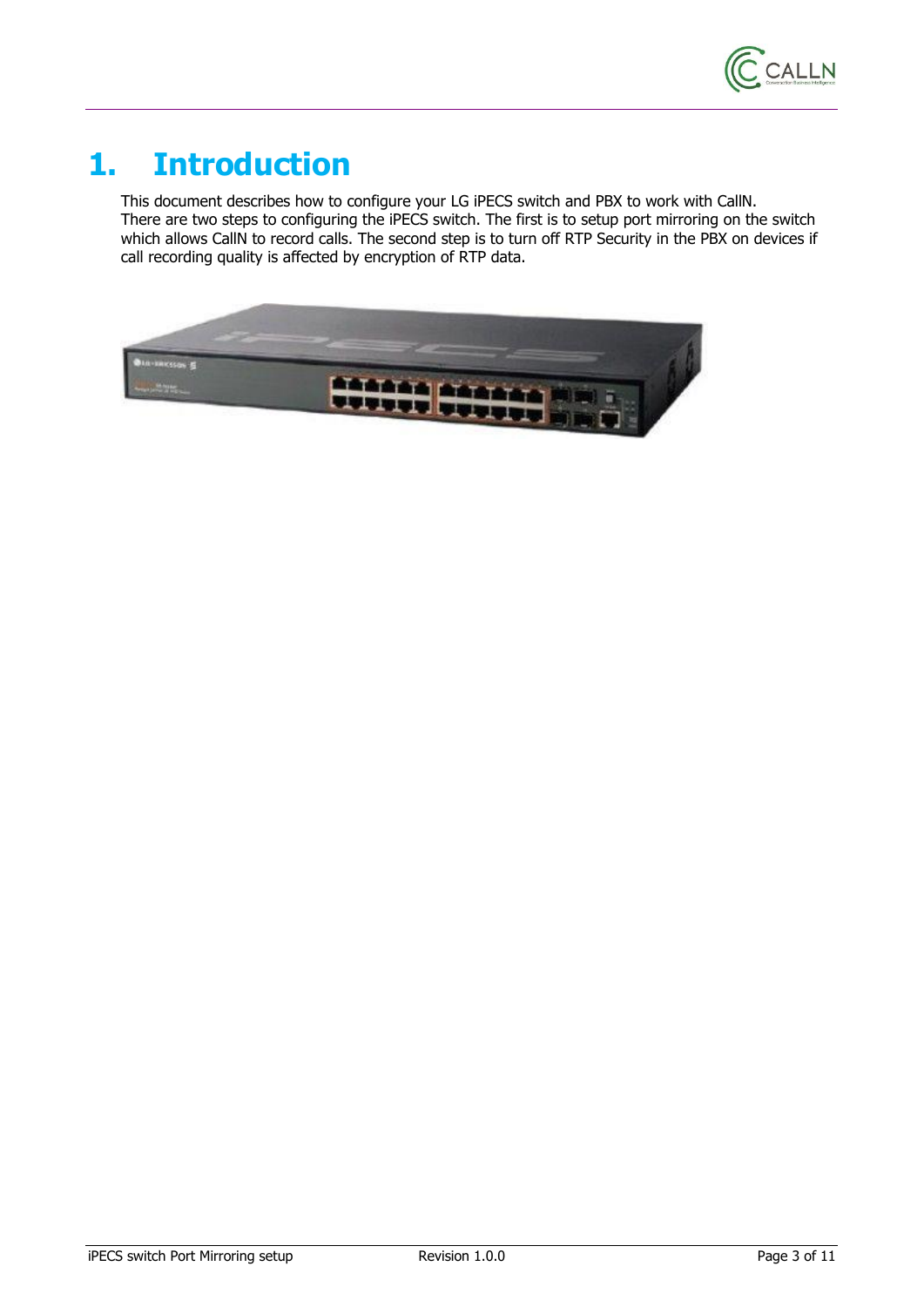# 1. Introduction

This document describes how to configure your LG iPECS switch and PBX to work with CallN.
There are two steps to configuring the iPECS switch. The first is to setup port mirroring on the switch which allows CallN to record calls. The second step is to turn off RTP Security in the PBX on devices if call recording quality is affected by encryption of RTP data.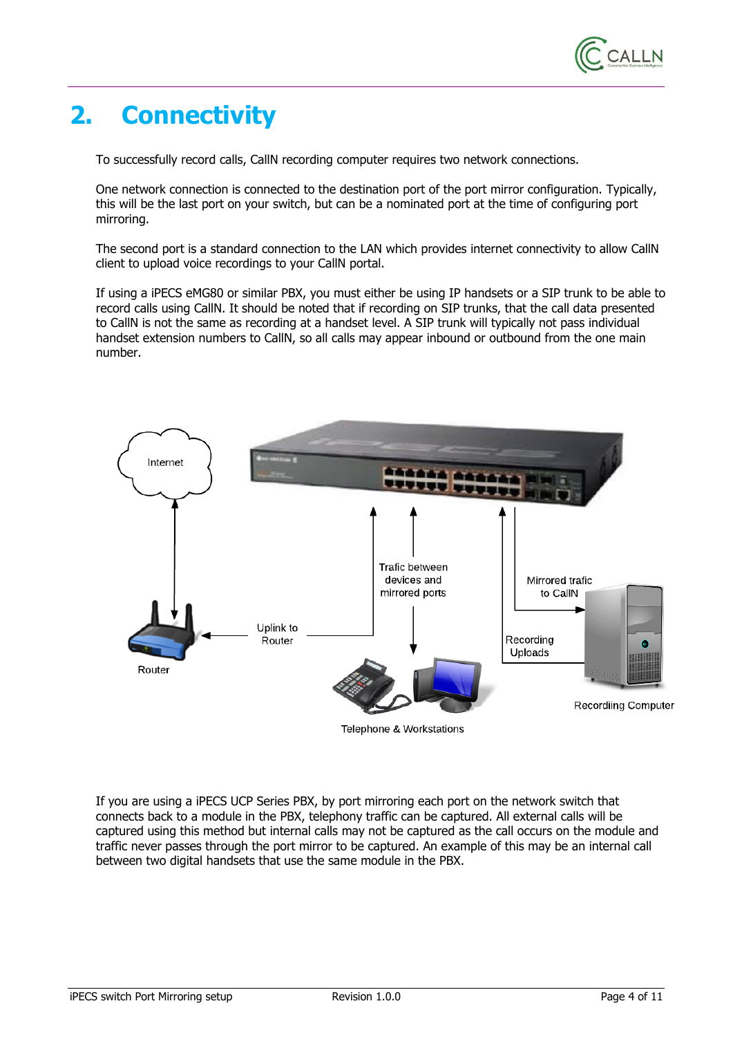# 2. Connectivity

To successfully record calls, CallN recording computer requires two network connections.

One network connection is connected to the destination port of the port mirror configuration. Typically, this will be the last port on your switch, but can be a nominated port at the time of configuring port mirroring.

The second port is a standard connection to the LAN which provides internet connectivity to allow CallN client to upload voice recordings to your CallN portal.

If using a iPECS eMG80 or similar PBX, you must either be using IP handsets or a SIP trunk to be able to record calls using CallN. It should be noted that if recording on SIP trunks, that the call data presented to CallN is not the same as recording at a handset level. A SIP trunk will typically not pass individual handset extension numbers to CallN, so all calls may appear inbound or outbound from the one main number.

If you are using a iPECS UCP Series PBX, by port mirroring each port on the network switch that connects back to a module in the PBX, telephony traffic can be captured. All external calls will be captured using this method but internal calls may not be captured as the call occurs on the module and traffic never passes through the port mirror to be captured. An example of this may be an internal call between two digital handsets that use the same module in the PBX.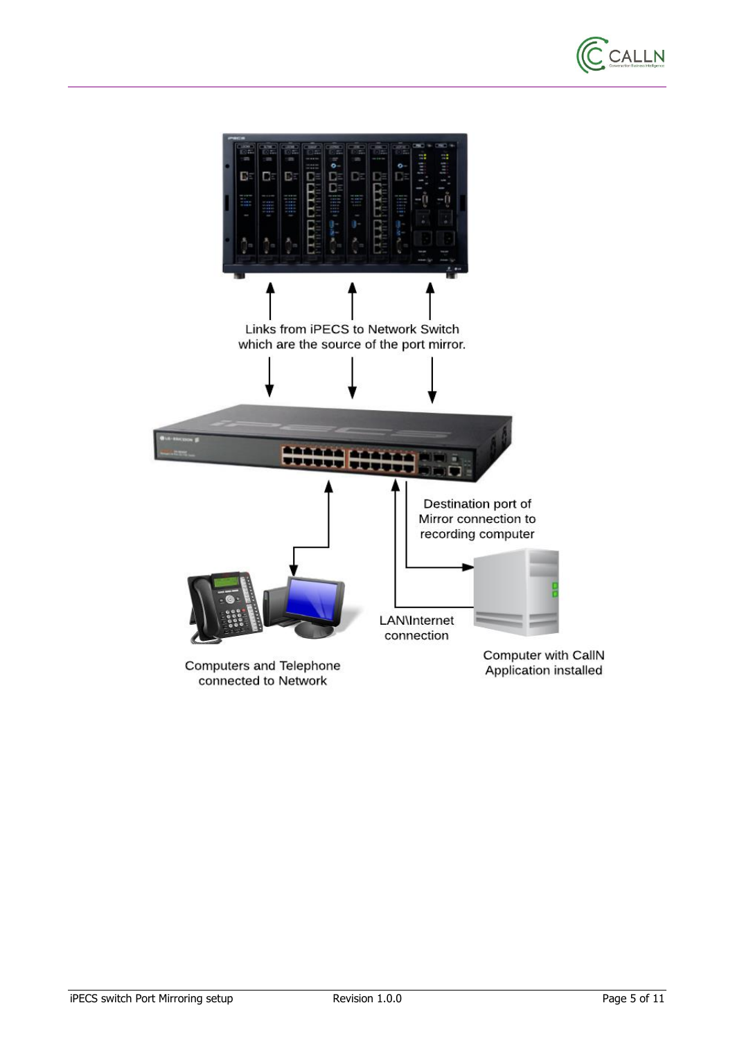Links from iPECS to Network Switch
which are the source of the port mirror.

Destination port of
Mirror connection to
recording computer

LAN\Internet
connection

Computers and Telephone
connected to Network

Computer with CallN
Application installed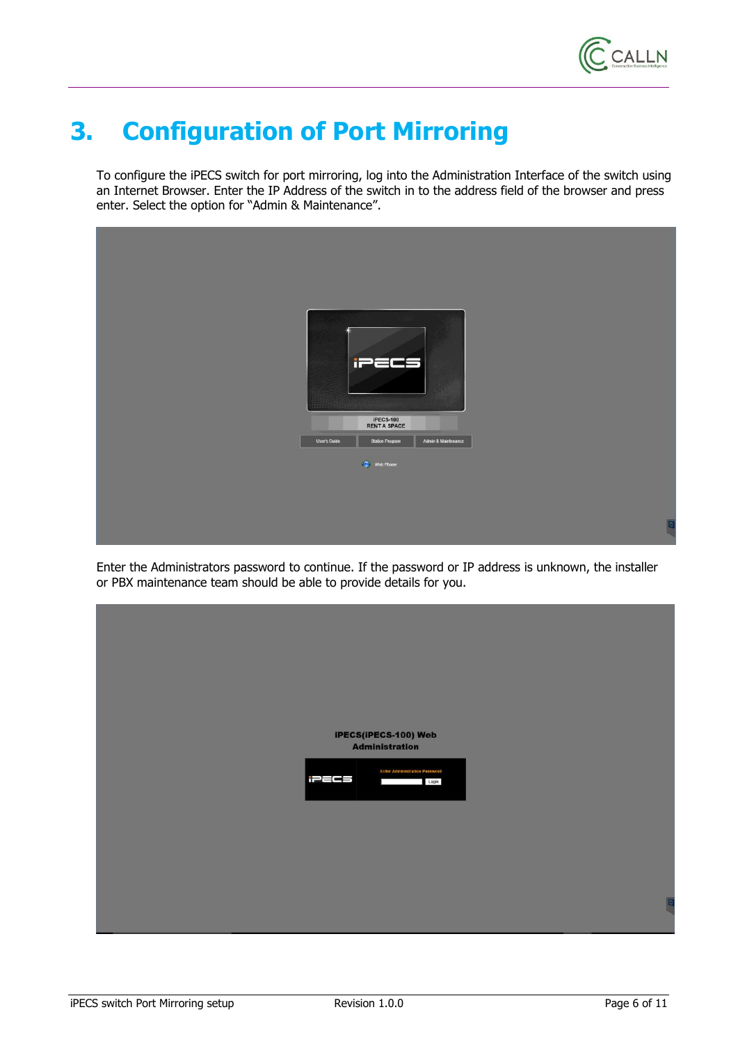# 3. Configuration of Port Mirroring

To configure the iPECS switch for port mirroring, log into the Administration Interface of the switch using an Internet Browser. Enter the IP Address of the switch in to the address field of the browser and press enter. Select the option for “Admin & Maintenance”.

Enter the Administrators password to continue. If the password or IP address is unknown, the installer or PBX maintenance team should be able to provide details for you.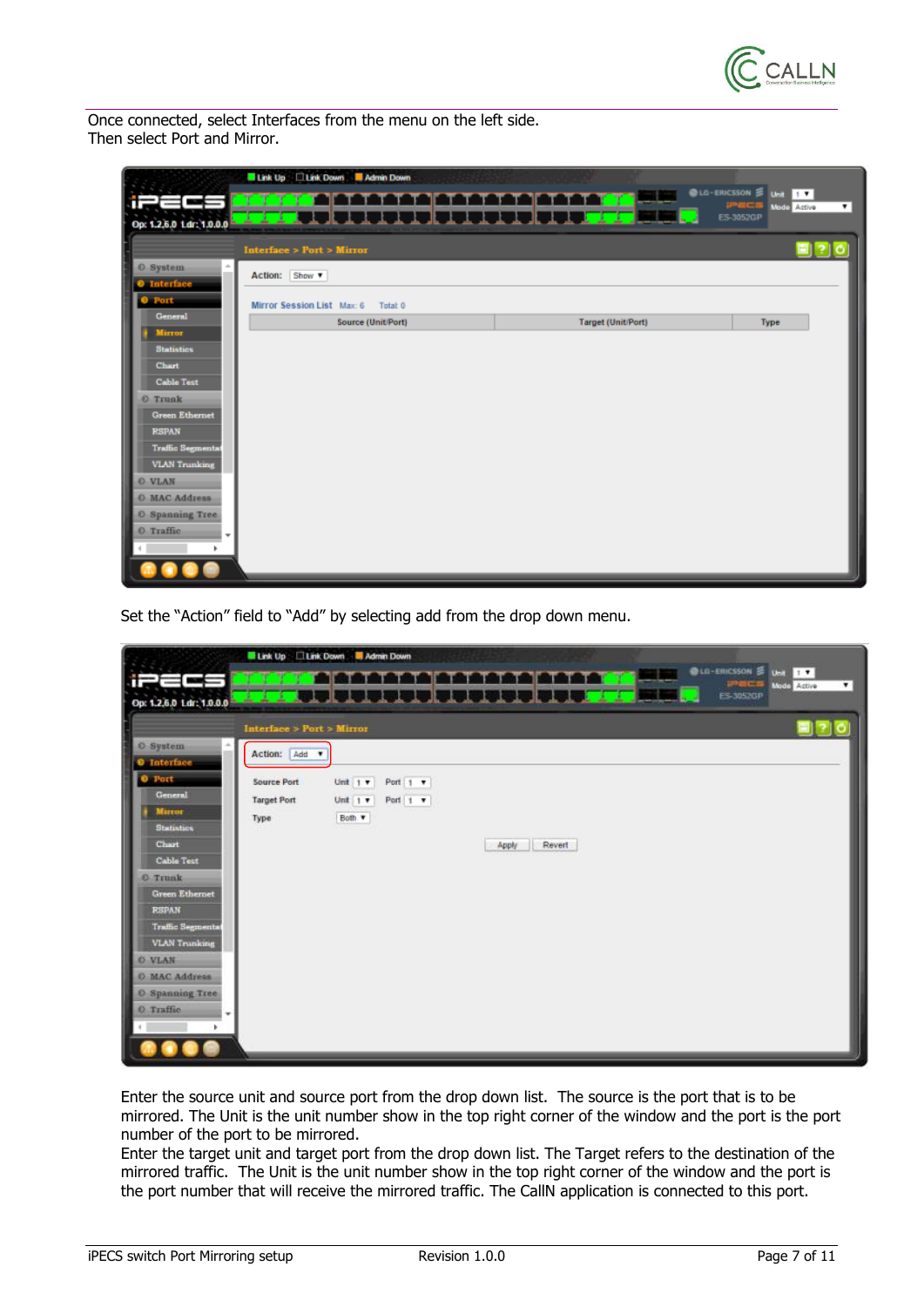Once connected, select Interfaces from the menu on the left side.
Then select Port and Mirror.

Set the "Action" field to "Add" by selecting add from the drop down menu.

Enter the source unit and source port from the drop down list. The source is the port that is to be mirrored. The Unit is the unit number show in the top right corner of the window and the port is the port number of the port to be mirrored.
Enter the target unit and target port from the drop down list. The Target refers to the destination of the mirrored traffic. The Unit is the unit number show in the top right corner of the window and the port is the port number that will receive the mirrored traffic. The CallN application is connected to this port.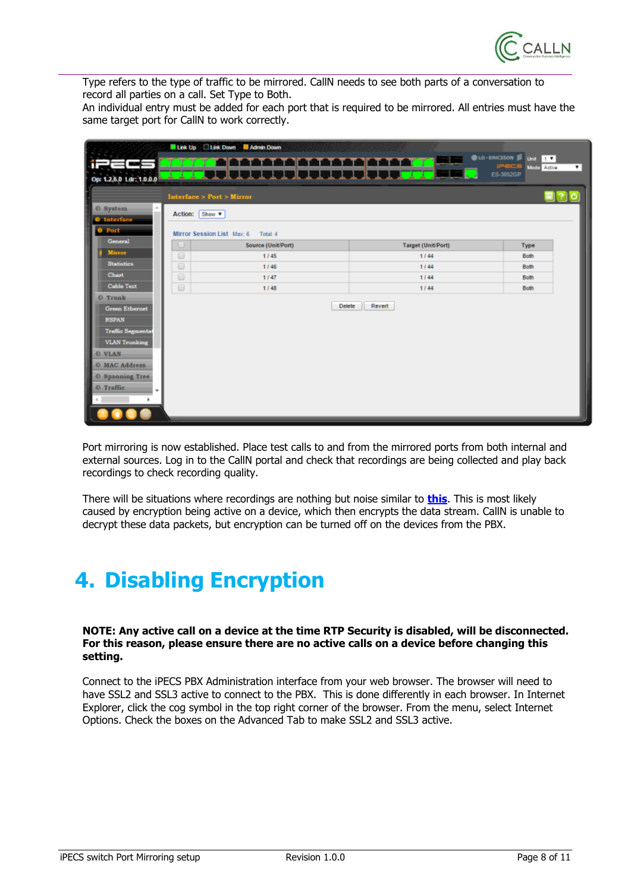Type refers to the type of traffic to be mirrored. CallN needs to see both parts of a conversation to record all parties on a call. Set Type to Both.
An individual entry must be added for each port that is required to be mirrored. All entries must have the same target port for CallN to work correctly.

Port mirroring is now established. Place test calls to and from the mirrored ports from both internal and external sources. Log in to the CallN portal and check that recordings are being collected and play back recordings to check recording quality.

There will be situations where recordings are nothing but noise similar to **this**. This is most likely caused by encryption being active on a device, which then encrypts the data stream. CallN is unable to decrypt these data packets, but encryption can be turned off on the devices from the PBX.

# 4. Disabling Encryption

**NOTE: Any active call on a device at the time RTP Security is disabled, will be disconnected. For this reason, please ensure there are no active calls on a device before changing this setting.**

Connect to the iPECS PBX Administration interface from your web browser. The browser will need to have SSL2 and SSL3 active to connect to the PBX. This is done differently in each browser. In Internet Explorer, click the cog symbol in the top right corner of the browser. From the menu, select Internet Options. Check the boxes on the Advanced Tab to make SSL2 and SSL3 active.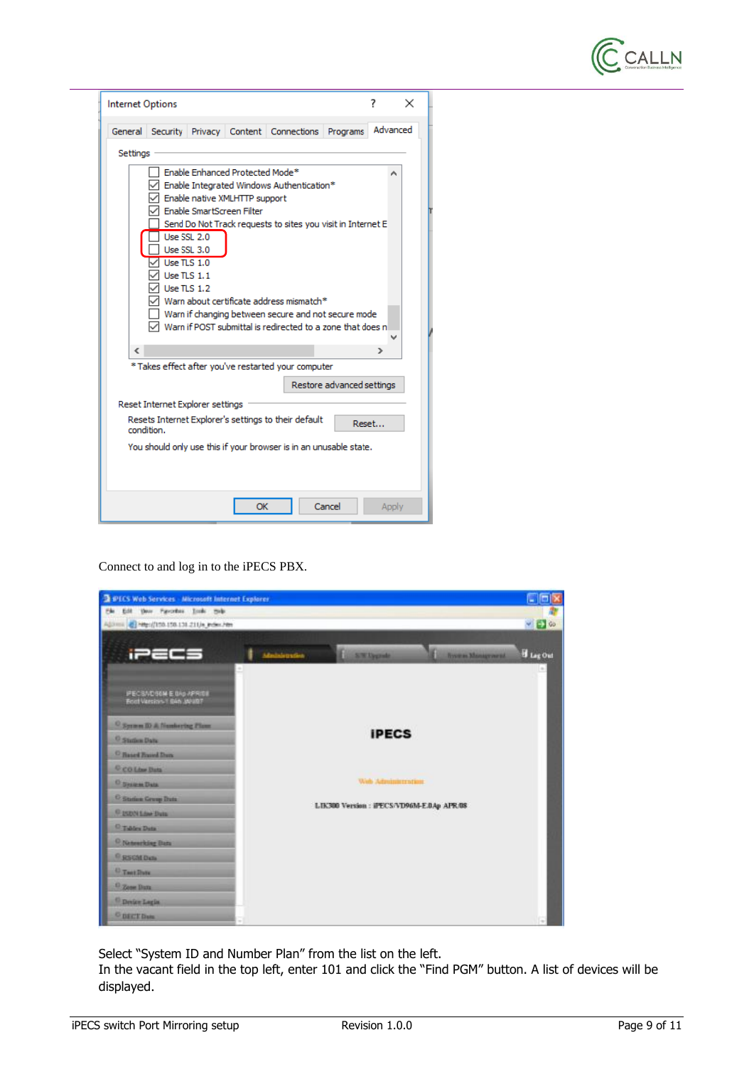Connect to and log in to the iPECS PBX.

Select “System ID and Number Plan” from the list on the left.
In the vacant field in the top left, enter 101 and click the “Find PGM” button. A list of devices will be displayed.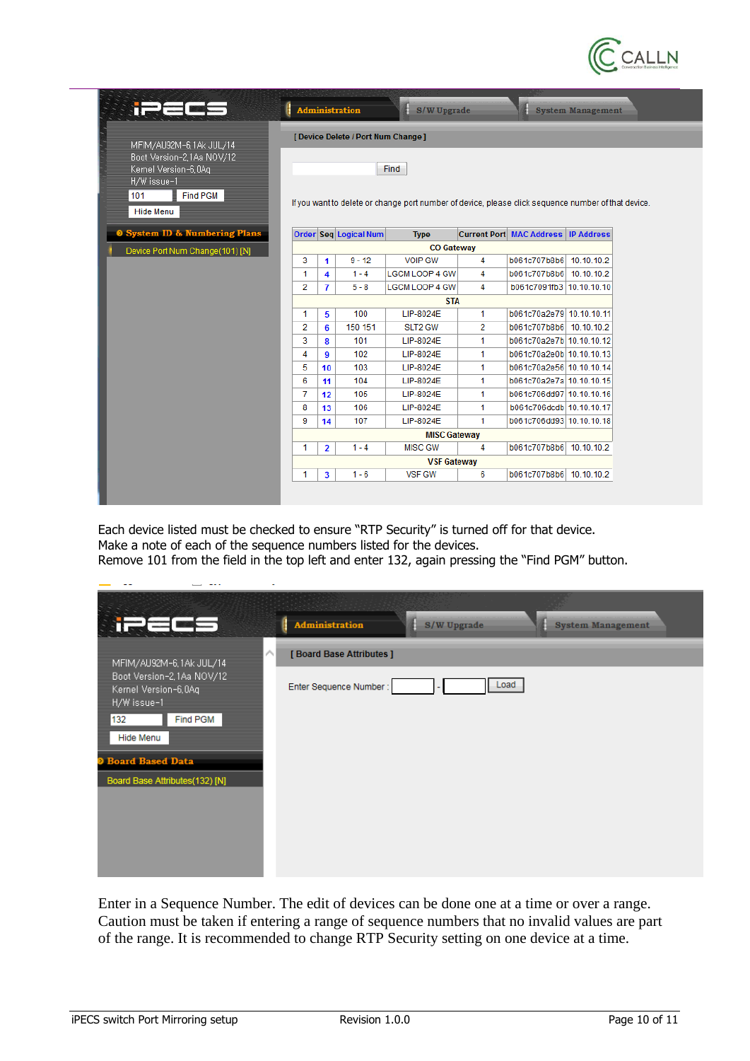Each device listed must be checked to ensure "RTP Security" is turned off for that device.
Make a note of each of the sequence numbers listed for the devices.
Remove 101 from the field in the top left and enter 132, again pressing the "Find PGM" button.

Enter in a Sequence Number. The edit of devices can be done one at a time or over a range. Caution must be taken if entering a range of sequence numbers that no invalid values are part of the range. It is recommended to change RTP Security setting on one device at a time.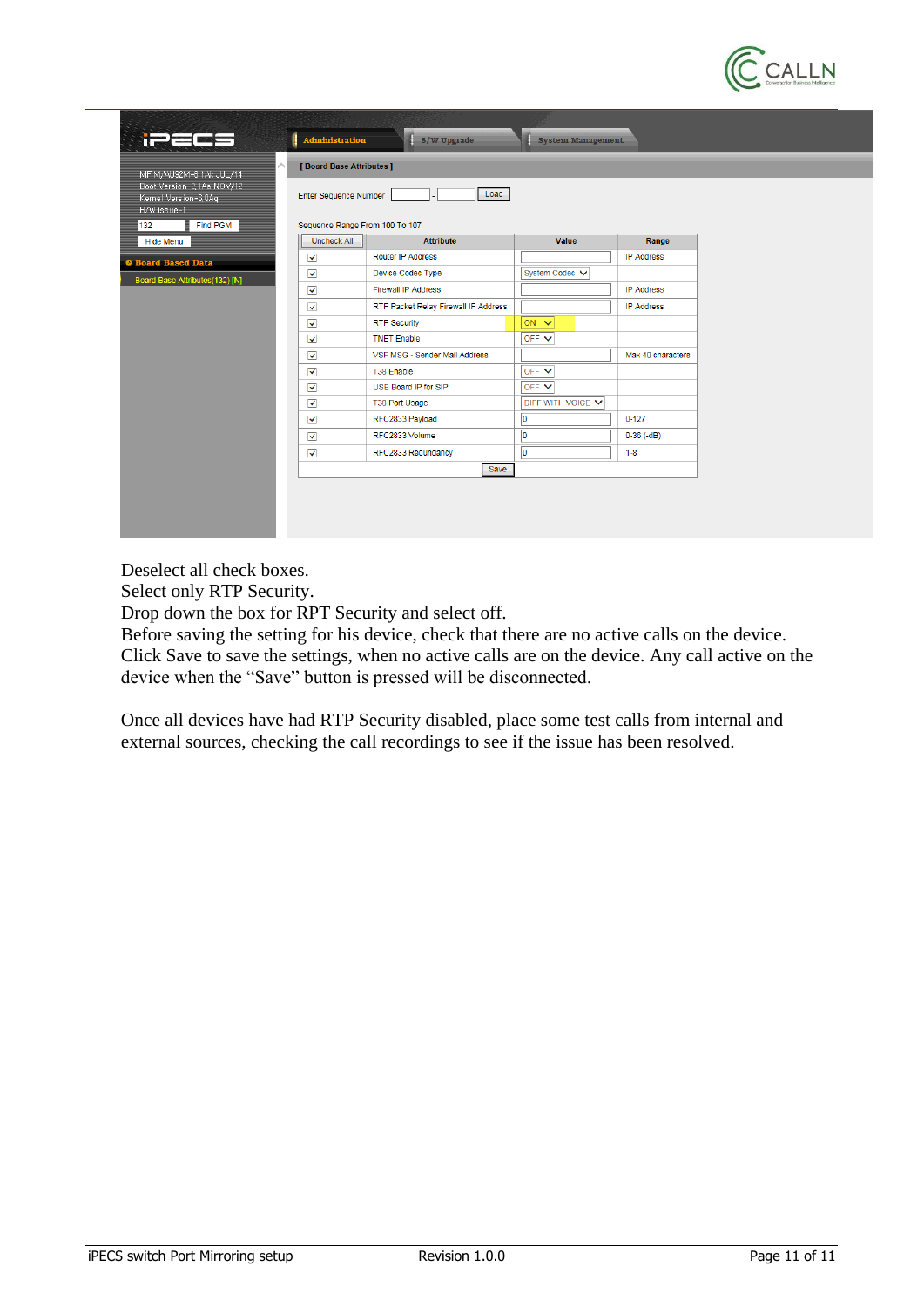Deselect all check boxes.
Select only RTP Security.
Drop down the box for RPT Security and select off.
Before saving the setting for his device, check that there are no active calls on the device.
Click Save to save the settings, when no active calls are on the device. Any call active on the device when the “Save” button is pressed will be disconnected.

Once all devices have had RTP Security disabled, place some test calls from internal and external sources, checking the call recordings to see if the issue has been resolved.